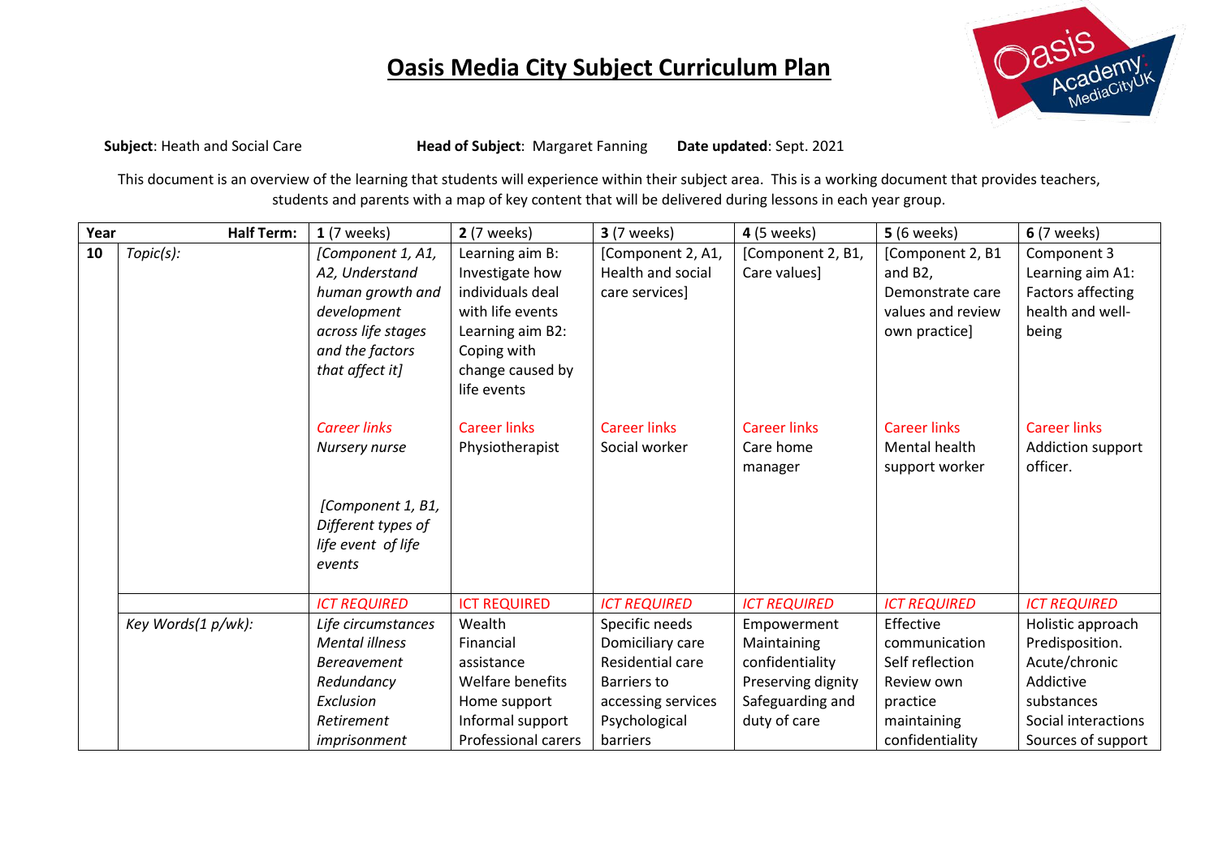# Oasis Media City Subject Curriculum Plan

**Subject**: Heath and Social Care **Head of Subject**: Margaret Fanning **Date updated**: Sept. 2021

This document is an overview of the learning that students will experience within their subject area. This is a working document that provides teachers, students and parents with a map of key content that will be delivered during lessons in each year group.

| Year | Half Term: | **1** (7 weeks) | **2** (7 weeks) | **3** (7 weeks) | **4** (5 weeks) | **5** (6 weeks) | **6** (7 weeks) |
|---|---|---|---|---|---|---|---|
| **10** | *Topic(s):* | *[Component 1, A1, A2, Understand human growth and development across life stages and the factors that affect it]*<br><br>*Career links*<br>*Nursery nurse*<br><br>*[Component 1, B1, Different types of life event of life events* | Learning aim B: Investigate how individuals deal with life events Learning aim B2: Coping with change caused by life events<br><br>Career links<br>Physiotherapist | [Component 2, A1, Health and social care services]<br><br>Career links<br>Social worker | [Component 2, B1, Care values]<br><br>Career links<br>Care home manager | [Component 2, B1 and B2, Demonstrate care values and review own practice]<br><br>Career links<br>Mental health support worker | Component 3 Learning aim A1: Factors affecting health and well-being<br><br>Career links<br>Addiction support officer. |
| | | *ICT REQUIRED* | ICT REQUIRED | *ICT REQUIRED* | *ICT REQUIRED* | *ICT REQUIRED* | *ICT REQUIRED* |
| | *Key Words(1 p/wk):* | *Life circumstances*<br>*Mental illness*<br>*Bereavement*<br>*Redundancy*<br>*Exclusion*<br>*Retirement*<br>*imprisonment* | Wealth<br>Financial assistance<br>Welfare benefits<br>Home support<br>Informal support<br>Professional carers | Specific needs<br>Domiciliary care<br>Residential care<br>Barriers to accessing services<br>Psychological barriers | Empowerment<br>Maintaining confidentiality<br>Preserving dignity<br>Safeguarding and duty of care | Effective communication<br>Self reflection<br>Review own practice<br>maintaining confidentiality | Holistic approach<br>Predisposition.<br>Acute/chronic<br>Addictive substances<br>Social interactions<br>Sources of support |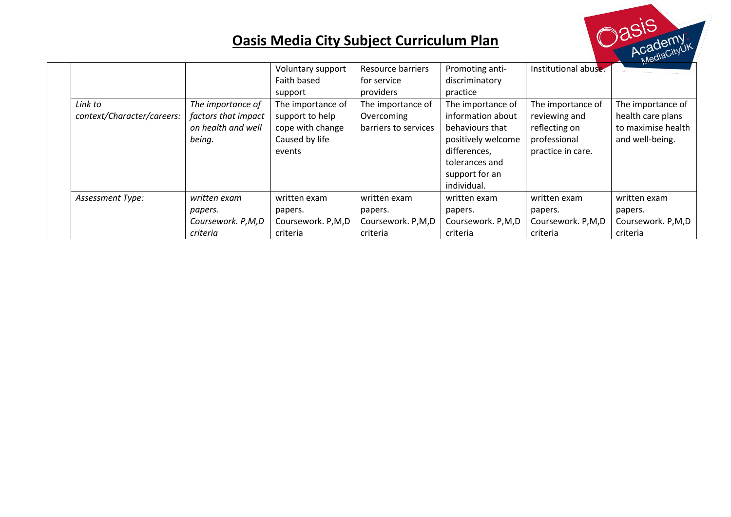# Oasis Media City Subject Curriculum Plan

| | | | | | | | |
|---|---|---|---|---|---|---|---|
| | | | Voluntary support Faith based support | Resource barriers for service providers | Promoting anti-discriminatory practice | Institutional abuse. | |
| | *Link to context/Character/careers:* | *The importance of factors that impact on health and well being.* | The importance of support to help cope with change Caused by life events | The importance of Overcoming barriers to services | The importance of information about behaviours that positively welcome differences, tolerances and support for an individual. | The importance of reviewing and reflecting on professional practice in care. | The importance of health care plans to maximise health and well-being. |
| | *Assessment Type:* | *written exam papers. Coursework. P,M,D criteria* | written exam papers. Coursework. P,M,D criteria | written exam papers. Coursework. P,M,D criteria | written exam papers. Coursework. P,M,D criteria | written exam papers. Coursework. P,M,D criteria | written exam papers. Coursework. P,M,D criteria |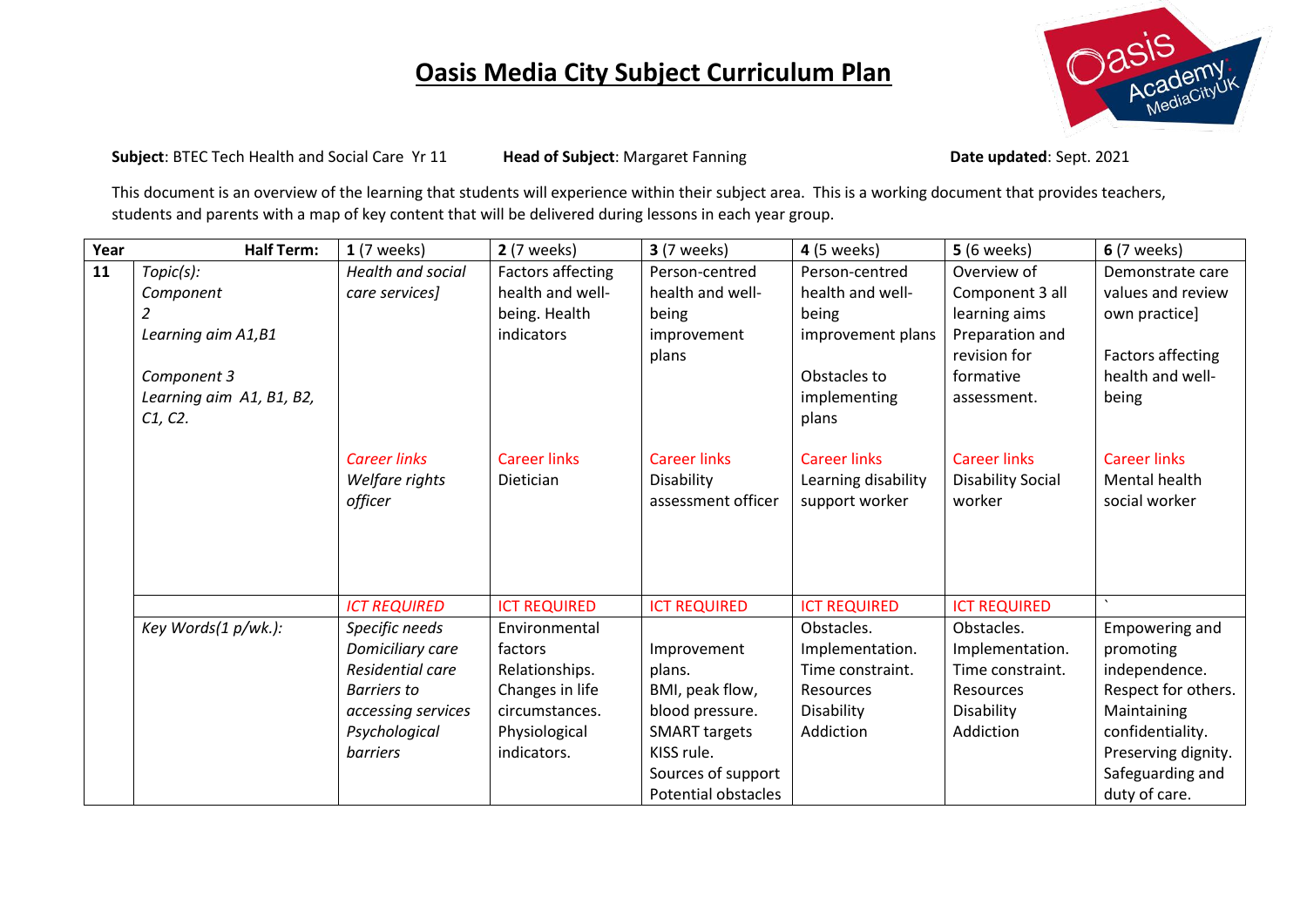# Oasis Media City Subject Curriculum Plan

**Subject**: BTEC Tech Health and Social Care Yr 11 **Head of Subject**: Margaret Fanning **Date updated**: Sept. 2021

This document is an overview of the learning that students will experience within their subject area. This is a working document that provides teachers, students and parents with a map of key content that will be delivered during lessons in each year group.

| Year | Half Term: | **1** (7 weeks) | **2** (7 weeks) | **3** (7 weeks) | **4** (5 weeks) | **5** (6 weeks) | **6** (7 weeks) |
|---|---|---|---|---|---|---|---|
| **11** | *Topic(s):* *Component 2* *Learning aim A1,B1* *Component 3* *Learning aim A1, B1, B2, C1, C2.* | *Health and social care services]* *Career links* *Welfare rights officer* | Factors affecting health and well-being. Health indicators Career links Dietician | Person-centred health and well-being improvement plans Career links Disability assessment officer | Person-centred health and well-being improvement plans Obstacles to implementing plans Career links Learning disability support worker | Overview of Component 3 all learning aims Preparation and revision for formative assessment. Career links Disability Social worker | Demonstrate care values and review own practice] Factors affecting health and well-being Career links Mental health social worker |
| | | *ICT REQUIRED* | ICT REQUIRED | ICT REQUIRED | ICT REQUIRED | ICT REQUIRED | ` |
| | *Key Words(1 p/wk.):* | *Specific needs* *Domiciliary care* *Residential care* *Barriers to accessing services* *Psychological barriers* | Environmental factors Relationships. Changes in life circumstances. Physiological indicators. | Improvement plans. BMI, peak flow, blood pressure. SMART targets KISS rule. Sources of support Potential obstacles | Obstacles. Implementation. Time constraint. Resources Disability Addiction | Obstacles. Implementation. Time constraint. Resources Disability Addiction | Empowering and promoting independence. Respect for others. Maintaining confidentiality. Preserving dignity. Safeguarding and duty of care. |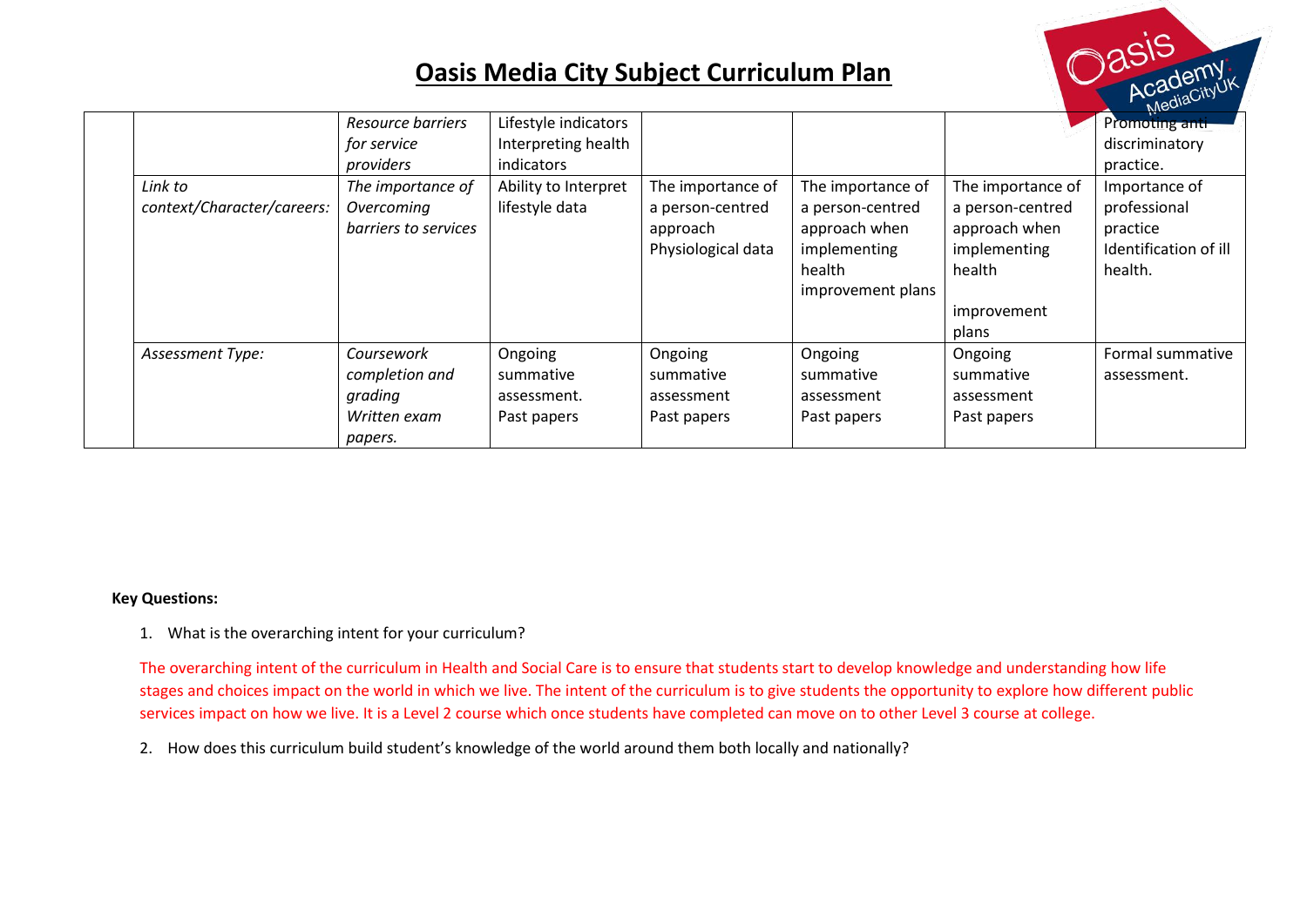# Oasis Media City Subject Curriculum Plan

| | | | | | | | |
|---|---|---|---|---|---|---|---|
| | | *Resource barriers for service providers* | Lifestyle indicators Interpreting health indicators | | | | Promoting anti-discriminatory practice. |
| | *Link to context/Character/careers:* | *The importance of Overcoming barriers to services* | Ability to Interpret lifestyle data | The importance of a person-centred approach Physiological data | The importance of a person-centred approach when implementing health improvement plans | The importance of a person-centred approach when implementing health improvement plans | Importance of professional practice Identification of ill health. |
| | *Assessment Type:* | *Coursework completion and grading Written exam papers.* | Ongoing summative assessment. Past papers | Ongoing summative assessment Past papers | Ongoing summative assessment Past papers | Ongoing summative assessment Past papers | Formal summative assessment. |

**Key Questions:**

1. What is the overarching intent for your curriculum?

The overarching intent of the curriculum in Health and Social Care is to ensure that students start to develop knowledge and understanding how life stages and choices impact on the world in which we live. The intent of the curriculum is to give students the opportunity to explore how different public services impact on how we live. It is a Level 2 course which once students have completed can move on to other Level 3 course at college.

2. How does this curriculum build student's knowledge of the world around them both locally and nationally?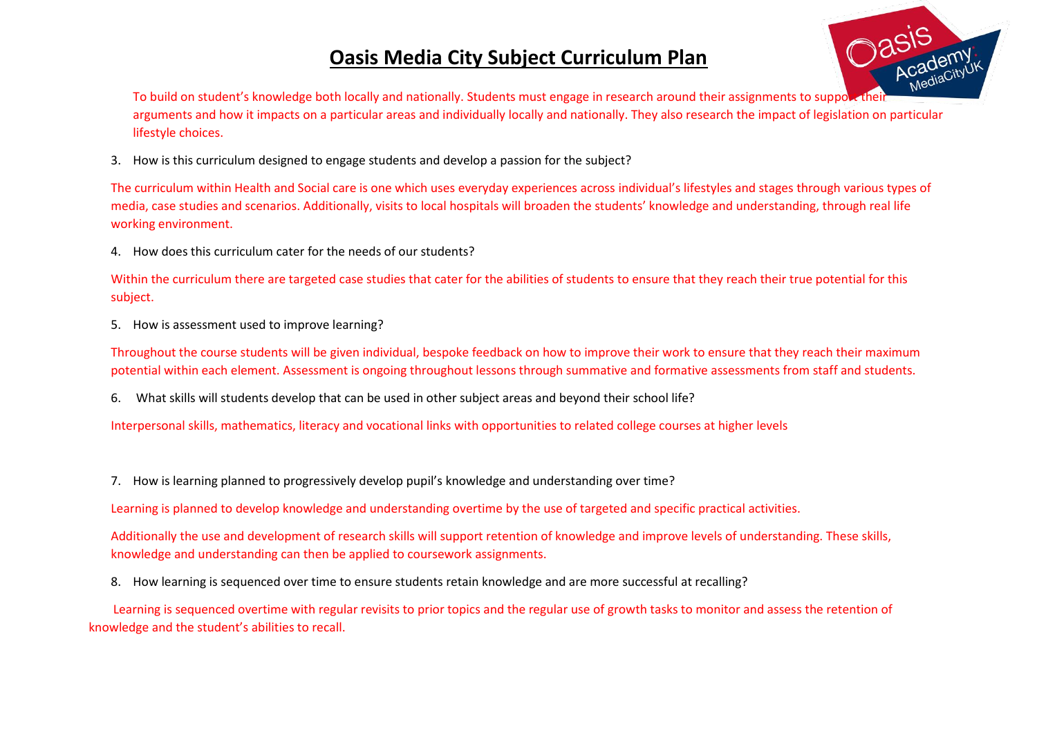# Oasis Media City Subject Curriculum Plan

To build on student's knowledge both locally and nationally. Students must engage in research around their assignments to support their arguments and how it impacts on a particular areas and individually locally and nationally. They also research the impact of legislation on particular lifestyle choices.

3. How is this curriculum designed to engage students and develop a passion for the subject?

The curriculum within Health and Social care is one which uses everyday experiences across individual's lifestyles and stages through various types of media, case studies and scenarios. Additionally, visits to local hospitals will broaden the students' knowledge and understanding, through real life working environment.

4. How does this curriculum cater for the needs of our students?

Within the curriculum there are targeted case studies that cater for the abilities of students to ensure that they reach their true potential for this subject.

5. How is assessment used to improve learning?

Throughout the course students will be given individual, bespoke feedback on how to improve their work to ensure that they reach their maximum potential within each element. Assessment is ongoing throughout lessons through summative and formative assessments from staff and students.

6. What skills will students develop that can be used in other subject areas and beyond their school life?

Interpersonal skills, mathematics, literacy and vocational links with opportunities to related college courses at higher levels

7. How is learning planned to progressively develop pupil's knowledge and understanding over time?

Learning is planned to develop knowledge and understanding overtime by the use of targeted and specific practical activities.

Additionally the use and development of research skills will support retention of knowledge and improve levels of understanding. These skills, knowledge and understanding can then be applied to coursework assignments.

8. How learning is sequenced over time to ensure students retain knowledge and are more successful at recalling?

Learning is sequenced overtime with regular revisits to prior topics and the regular use of growth tasks to monitor and assess the retention of knowledge and the student's abilities to recall.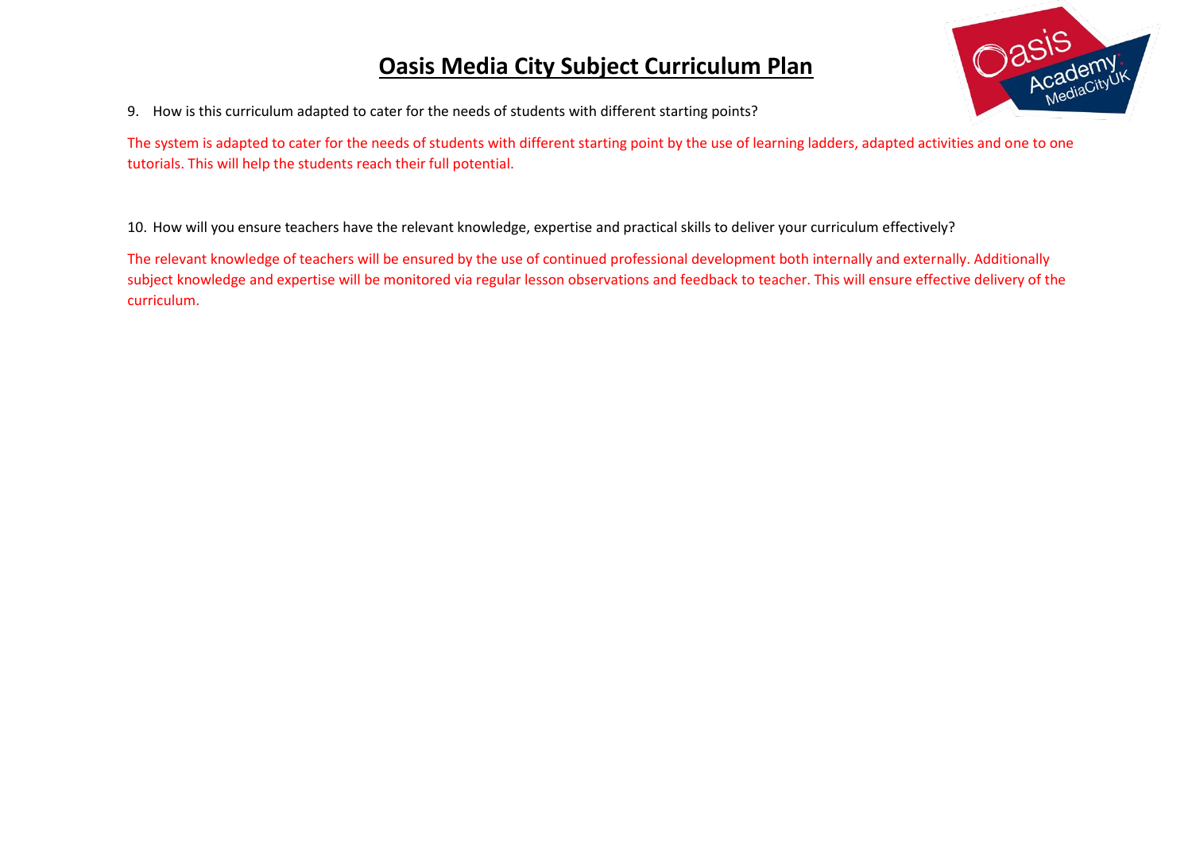# Oasis Media City Subject Curriculum Plan

9. How is this curriculum adapted to cater for the needs of students with different starting points?

The system is adapted to cater for the needs of students with different starting point by the use of learning ladders, adapted activities and one to one tutorials. This will help the students reach their full potential.

10. How will you ensure teachers have the relevant knowledge, expertise and practical skills to deliver your curriculum effectively?

The relevant knowledge of teachers will be ensured by the use of continued professional development both internally and externally. Additionally subject knowledge and expertise will be monitored via regular lesson observations and feedback to teacher. This will ensure effective delivery of the curriculum.